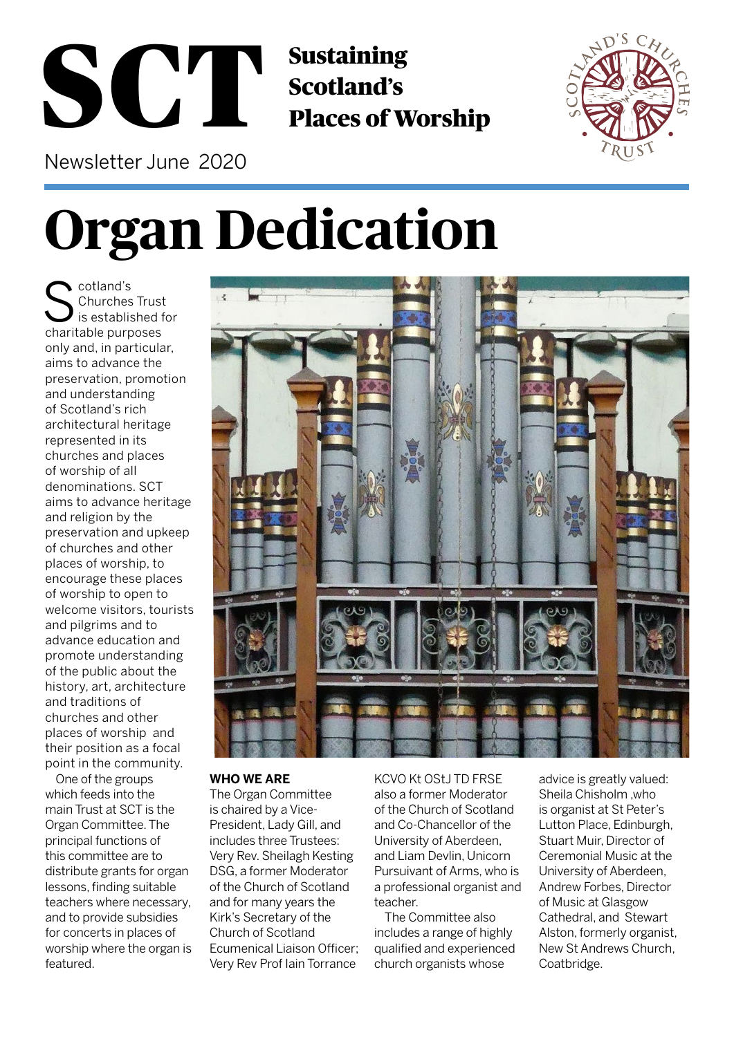# SCT

**Sustaining Scotland's Places of Worship**

Newsletter June 2020

# Organ Dedication

Scotland's Churches Trust is established for charitable purposes only and, in particular, aims to advance the preservation, promotion and understanding of Scotland's rich architectural heritage represented in its churches and places of worship of all denominations. SCT aims to advance heritage and religion by the preservation and upkeep of churches and other places of worship, to encourage these places of worship to open to welcome visitors, tourists and pilgrims and to advance education and promote understanding of the public about the history, art, architecture and traditions of churches and other places of worship and their position as a focal point in the community.

One of the groups which feeds into the main Trust at SCT is the Organ Committee. The principal functions of this committee are to distribute grants for organ lessons, finding suitable teachers where necessary, and to provide subsidies for concerts in places of worship where the organ is featured.

**WHO WE ARE**

The Organ Committee is chaired by a Vice-President, Lady Gill, and includes three Trustees: Very Rev. Sheilagh Kesting DSG, a former Moderator of the Church of Scotland and for many years the Kirk's Secretary of the Church of Scotland Ecumenical Liaison Officer; Very Rev Prof Iain Torrance KCVO Kt OStJ TD FRSE also a former Moderator of the Church of Scotland and Co-Chancellor of the University of Aberdeen, and Liam Devlin, Unicorn Pursuivant of Arms, who is a professional organist and teacher.

The Committee also includes a range of highly qualified and experienced church organists whose advice is greatly valued: Sheila Chisholm ,who is organist at St Peter's Lutton Place, Edinburgh, Stuart Muir, Director of Ceremonial Music at the University of Aberdeen, Andrew Forbes, Director of Music at Glasgow Cathedral, and Stewart Alston, formerly organist, New St Andrews Church, Coatbridge.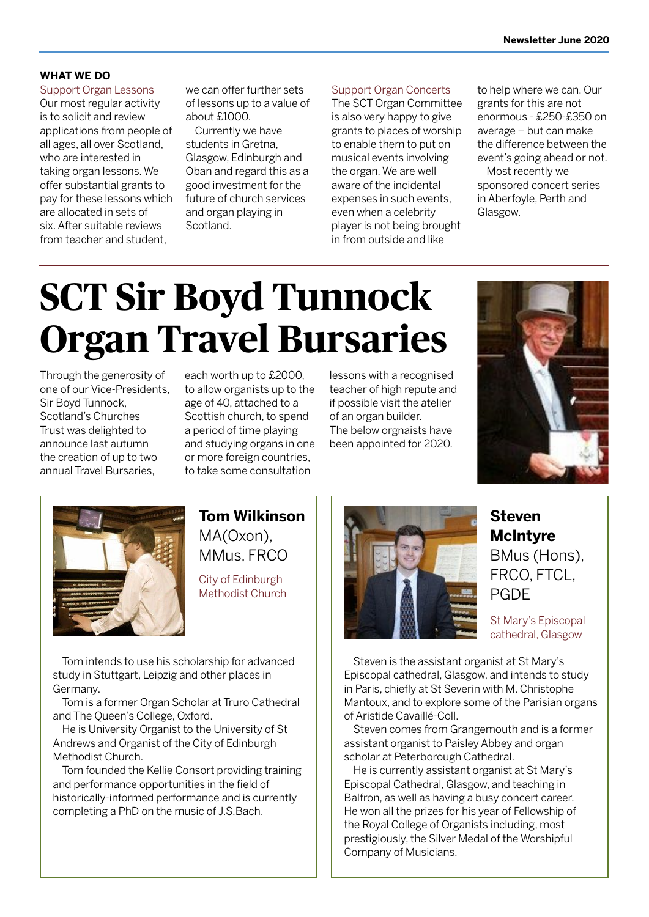## WHAT WE DO

### Support Organ Lessons

Our most regular activity is to solicit and review applications from people of all ages, all over Scotland, who are interested in taking organ lessons. We offer substantial grants to pay for these lessons which are allocated in sets of six. After suitable reviews from teacher and student, we can offer further sets of lessons up to a value of about £1000.

Currently we have students in Gretna, Glasgow, Edinburgh and Oban and regard this as a good investment for the future of church services and organ playing in Scotland.

### Support Organ Concerts

The SCT Organ Committee is also very happy to give grants to places of worship to enable them to put on musical events involving the organ. We are well aware of the incidental expenses in such events, even when a celebrity player is not being brought in from outside and like to help where we can. Our grants for this are not enormous - £250-£350 on average – but can make the difference between the event's going ahead or not.

Most recently we sponsored concert series in Aberfoyle, Perth and Glasgow.

# SCT Sir Boyd Tunnock Organ Travel Bursaries

Through the generosity of one of our Vice-Presidents, Sir Boyd Tunnock, Scotland's Churches Trust was delighted to announce last autumn the creation of up to two annual Travel Bursaries, each worth up to £2000, to allow organists up to the age of 40, attached to a Scottish church, to spend a period of time playing and studying organs in one or more foreign countries, to take some consultation lessons with a recognised teacher of high repute and if possible visit the atelier of an organ builder.

The below orgnaists have been appointed for 2020.

## Tom Wilkinson MA(Oxon), MMus, FRCO

City of Edinburgh Methodist Church

Tom intends to use his scholarship for advanced study in Stuttgart, Leipzig and other places in Germany.

Tom is a former Organ Scholar at Truro Cathedral and The Queen's College, Oxford.

He is University Organist to the University of St Andrews and Organist of the City of Edinburgh Methodist Church.

Tom founded the Kellie Consort providing training and performance opportunities in the field of historically-informed performance and is currently completing a PhD on the music of J.S.Bach.

## Steven McIntyre BMus (Hons), FRCO, FTCL, PGDE

St Mary's Episcopal cathedral, Glasgow

Steven is the assistant organist at St Mary's Episcopal cathedral, Glasgow, and intends to study in Paris, chiefly at St Severin with M. Christophe Mantoux, and to explore some of the Parisian organs of Aristide Cavaillé-Coll.

Steven comes from Grangemouth and is a former assistant organist to Paisley Abbey and organ scholar at Peterborough Cathedral.

He is currently assistant organist at St Mary's Episcopal Cathedral, Glasgow, and teaching in Balfron, as well as having a busy concert career. He won all the prizes for his year of Fellowship of the Royal College of Organists including, most prestigiously, the Silver Medal of the Worshipful Company of Musicians.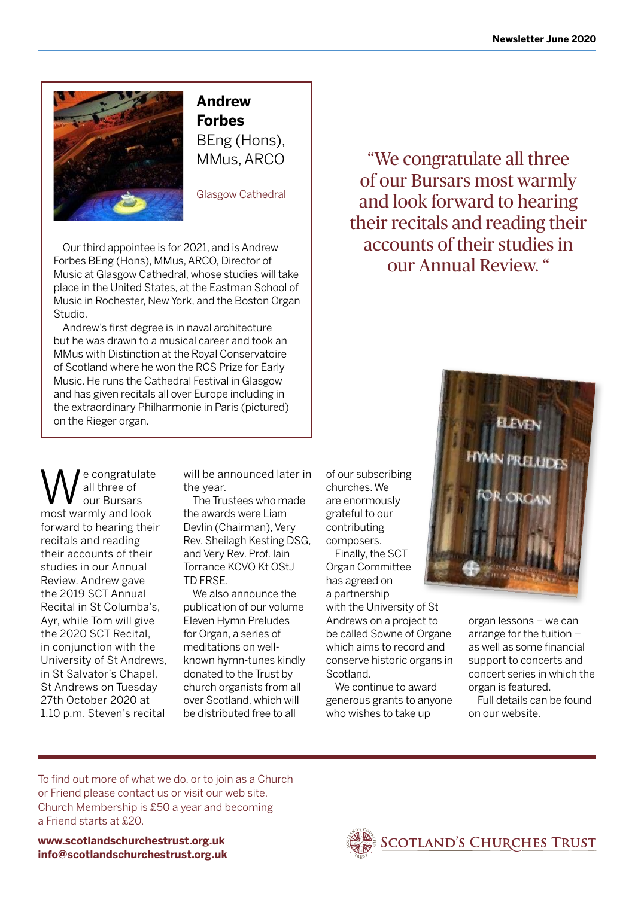## Andrew Forbes

BEng (Hons), MMus, ARCO

Glasgow Cathedral

Our third appointee is for 2021, and is Andrew Forbes BEng (Hons), MMus, ARCO, Director of Music at Glasgow Cathedral, whose studies will take place in the United States, at the Eastman School of Music in Rochester, New York, and the Boston Organ Studio.

Andrew's first degree is in naval architecture but he was drawn to a musical career and took an MMus with Distinction at the Royal Conservatoire of Scotland where he won the RCS Prize for Early Music. He runs the Cathedral Festival in Glasgow and has given recitals all over Europe including in the extraordinary Philharmonie in Paris (pictured) on the Rieger organ.

> "We congratulate all three of our Bursars most warmly and look forward to hearing their recitals and reading their accounts of their studies in our Annual Review. "

We congratulate all three of our Bursars most warmly and look forward to hearing their recitals and reading their accounts of their studies in our Annual Review. Andrew gave the 2019 SCT Annual Recital in St Columba's, Ayr, while Tom will give the 2020 SCT Recital, in conjunction with the University of St Andrews, in St Salvator's Chapel, St Andrews on Tuesday 27th October 2020 at 1.10 p.m. Steven's recital will be announced later in the year.

The Trustees who made the awards were Liam Devlin (Chairman), Very Rev. Sheilagh Kesting DSG, and Very Rev. Prof. Iain Torrance KCVO Kt OStJ TD FRSE.

We also announce the publication of our volume Eleven Hymn Preludes for Organ, a series of meditations on well-known hymn-tunes kindly donated to the Trust by church organists from all over Scotland, which will be distributed free to all of our subscribing churches. We are enormously grateful to our contributing composers.

Finally, the SCT Organ Committee has agreed on a partnership with the University of St Andrews on a project to be called Sowne of Organe which aims to record and conserve historic organs in Scotland.

We continue to award generous grants to anyone who wishes to take up organ lessons – we can arrange for the tuition – as well as some financial support to concerts and concert series in which the organ is featured.

Full details can be found on our website.

To find out more of what we do, or to join as a Church or Friend please contact us or visit our web site. Church Membership is £50 a year and becoming a Friend starts at £20.

**www.scotlandschurchestrust.org.uk**
**info@scotlandschurchestrust.org.uk**

Scotland's Churches Trust